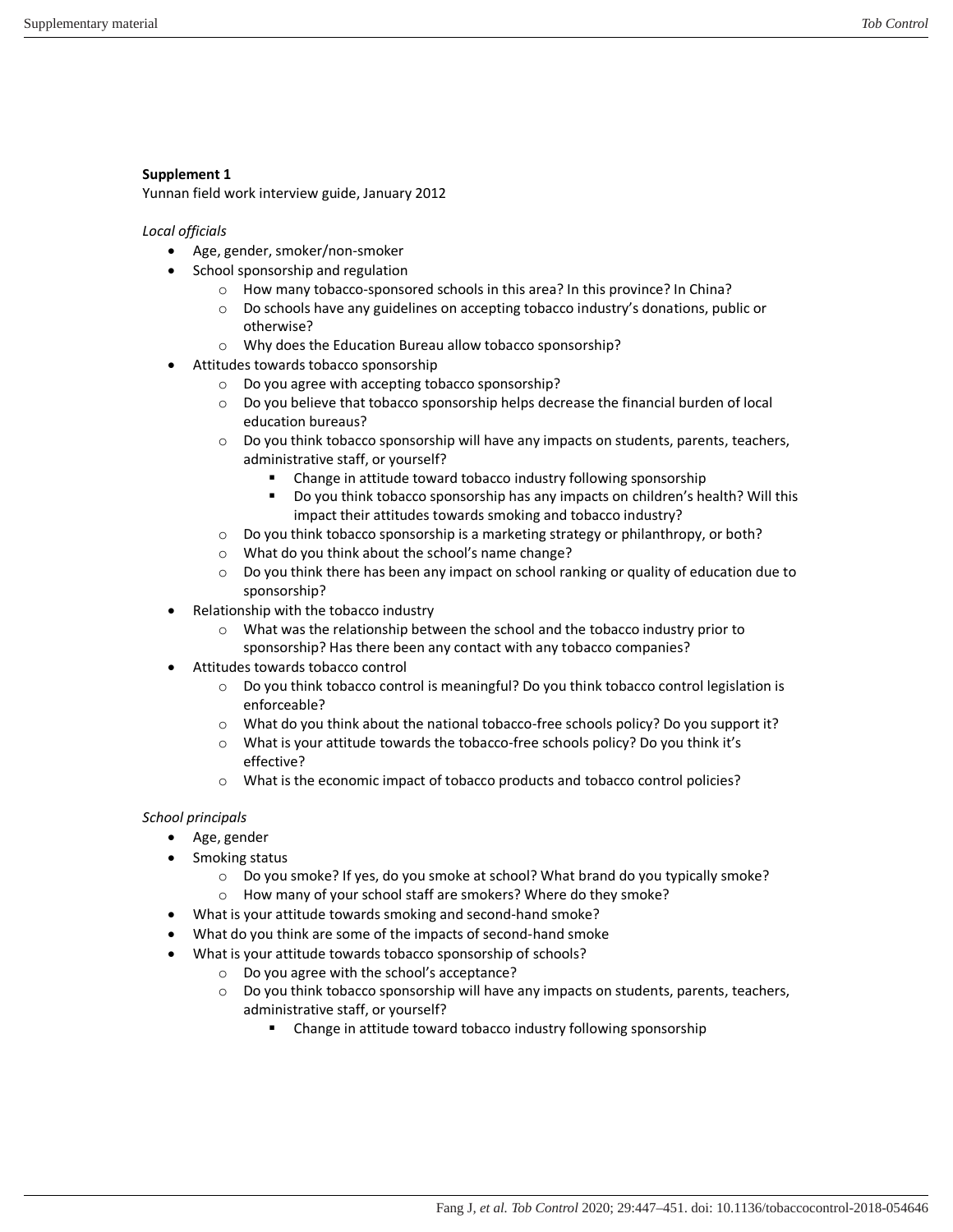**Supplement 1**

Yunnan field work interview guide, January 2012

*Local officials*

- Age, gender, smoker/non-smoker
- School sponsorship and regulation
  - How many tobacco-sponsored schools in this area? In this province? In China?
  - Do schools have any guidelines on accepting tobacco industry's donations, public or otherwise?
  - Why does the Education Bureau allow tobacco sponsorship?
- Attitudes towards tobacco sponsorship
  - Do you agree with accepting tobacco sponsorship?
  - Do you believe that tobacco sponsorship helps decrease the financial burden of local education bureaus?
  - Do you think tobacco sponsorship will have any impacts on students, parents, teachers, administrative staff, or yourself?
    - Change in attitude toward tobacco industry following sponsorship
    - Do you think tobacco sponsorship has any impacts on children's health? Will this impact their attitudes towards smoking and tobacco industry?
  - Do you think tobacco sponsorship is a marketing strategy or philanthropy, or both?
  - What do you think about the school's name change?
  - Do you think there has been any impact on school ranking or quality of education due to sponsorship?
- Relationship with the tobacco industry
  - What was the relationship between the school and the tobacco industry prior to sponsorship? Has there been any contact with any tobacco companies?
- Attitudes towards tobacco control
  - Do you think tobacco control is meaningful? Do you think tobacco control legislation is enforceable?
  - What do you think about the national tobacco-free schools policy? Do you support it?
  - What is your attitude towards the tobacco-free schools policy? Do you think it's effective?
  - What is the economic impact of tobacco products and tobacco control policies?

*School principals*

- Age, gender
- Smoking status
  - Do you smoke? If yes, do you smoke at school? What brand do you typically smoke?
  - How many of your school staff are smokers? Where do they smoke?
- What is your attitude towards smoking and second-hand smoke?
- What do you think are some of the impacts of second-hand smoke
- What is your attitude towards tobacco sponsorship of schools?
  - Do you agree with the school's acceptance?
  - Do you think tobacco sponsorship will have any impacts on students, parents, teachers, administrative staff, or yourself?
    - Change in attitude toward tobacco industry following sponsorship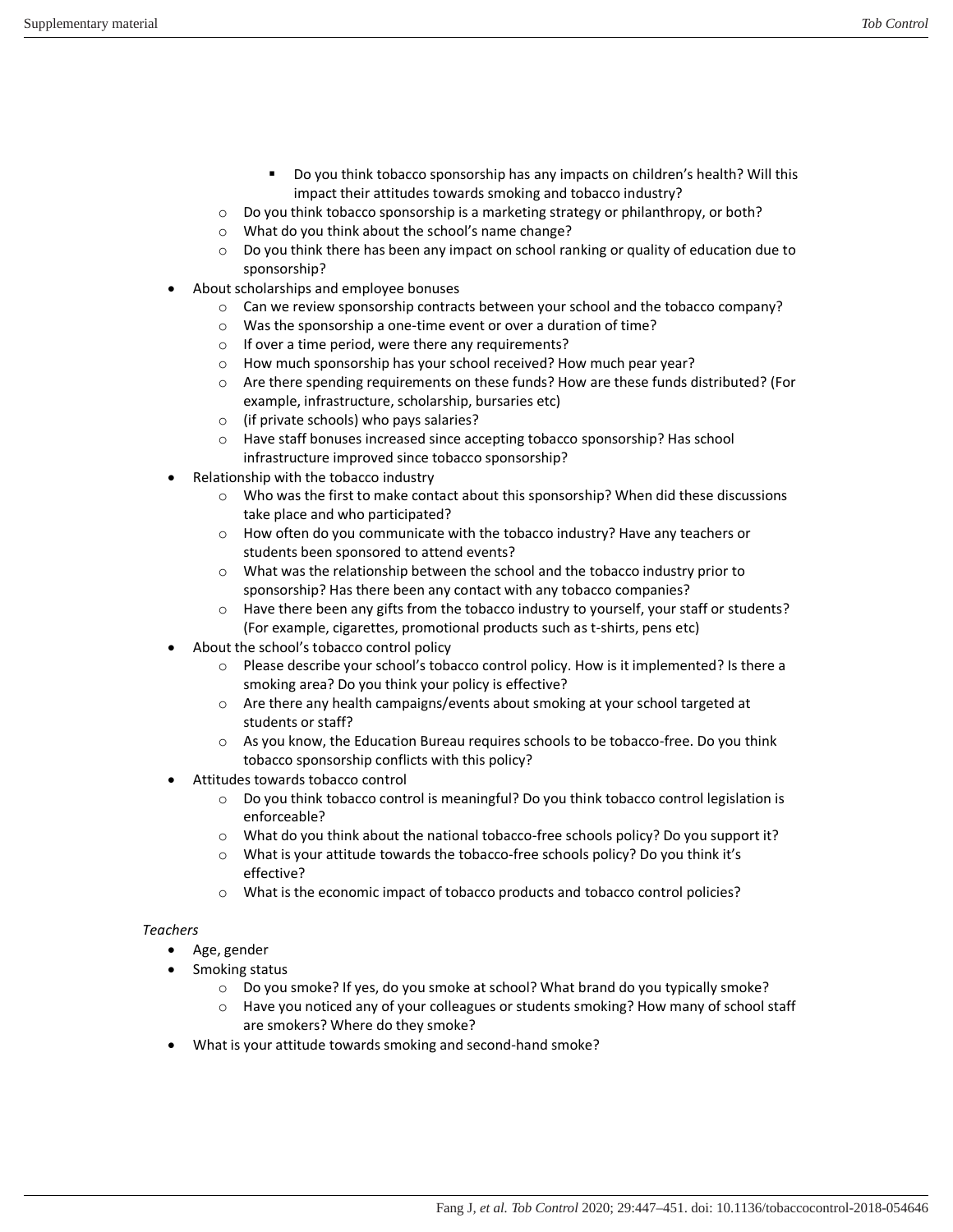- Do you think tobacco sponsorship has any impacts on children's health? Will this impact their attitudes towards smoking and tobacco industry?
    - Do you think tobacco sponsorship is a marketing strategy or philanthropy, or both?
    - What do you think about the school's name change?
    - Do you think there has been any impact on school ranking or quality of education due to sponsorship?
- About scholarships and employee bonuses
    - Can we review sponsorship contracts between your school and the tobacco company?
    - Was the sponsorship a one-time event or over a duration of time?
    - If over a time period, were there any requirements?
    - How much sponsorship has your school received? How much pear year?
    - Are there spending requirements on these funds? How are these funds distributed? (For example, infrastructure, scholarship, bursaries etc)
    - (if private schools) who pays salaries?
    - Have staff bonuses increased since accepting tobacco sponsorship? Has school infrastructure improved since tobacco sponsorship?
- Relationship with the tobacco industry
    - Who was the first to make contact about this sponsorship? When did these discussions take place and who participated?
    - How often do you communicate with the tobacco industry? Have any teachers or students been sponsored to attend events?
    - What was the relationship between the school and the tobacco industry prior to sponsorship? Has there been any contact with any tobacco companies?
    - Have there been any gifts from the tobacco industry to yourself, your staff or students? (For example, cigarettes, promotional products such as t-shirts, pens etc)
- About the school's tobacco control policy
    - Please describe your school's tobacco control policy. How is it implemented? Is there a smoking area? Do you think your policy is effective?
    - Are there any health campaigns/events about smoking at your school targeted at students or staff?
    - As you know, the Education Bureau requires schools to be tobacco-free. Do you think tobacco sponsorship conflicts with this policy?
- Attitudes towards tobacco control
    - Do you think tobacco control is meaningful? Do you think tobacco control legislation is enforceable?
    - What do you think about the national tobacco-free schools policy? Do you support it?
    - What is your attitude towards the tobacco-free schools policy? Do you think it's effective?
    - What is the economic impact of tobacco products and tobacco control policies?

*Teachers*

- Age, gender
- Smoking status
    - Do you smoke? If yes, do you smoke at school? What brand do you typically smoke?
    - Have you noticed any of your colleagues or students smoking? How many of school staff are smokers? Where do they smoke?
- What is your attitude towards smoking and second-hand smoke?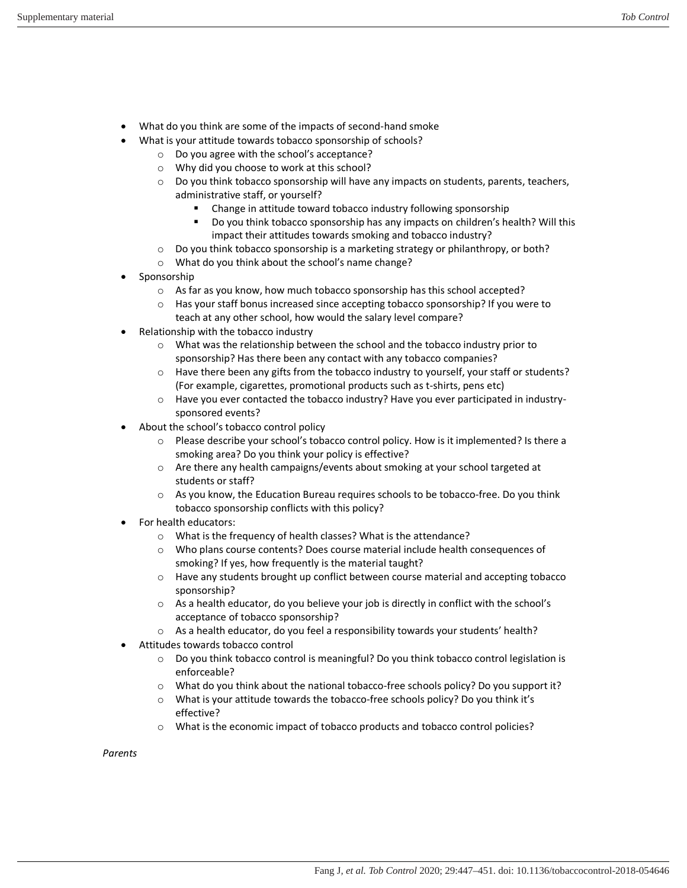- What do you think are some of the impacts of second-hand smoke
- What is your attitude towards tobacco sponsorship of schools?
  - Do you agree with the school's acceptance?
  - Why did you choose to work at this school?
  - Do you think tobacco sponsorship will have any impacts on students, parents, teachers, administrative staff, or yourself?
    - Change in attitude toward tobacco industry following sponsorship
    - Do you think tobacco sponsorship has any impacts on children's health? Will this impact their attitudes towards smoking and tobacco industry?
  - Do you think tobacco sponsorship is a marketing strategy or philanthropy, or both?
  - What do you think about the school's name change?
- Sponsorship
  - As far as you know, how much tobacco sponsorship has this school accepted?
  - Has your staff bonus increased since accepting tobacco sponsorship? If you were to teach at any other school, how would the salary level compare?
- Relationship with the tobacco industry
  - What was the relationship between the school and the tobacco industry prior to sponsorship? Has there been any contact with any tobacco companies?
  - Have there been any gifts from the tobacco industry to yourself, your staff or students? (For example, cigarettes, promotional products such as t-shirts, pens etc)
  - Have you ever contacted the tobacco industry? Have you ever participated in industry-sponsored events?
- About the school's tobacco control policy
  - Please describe your school's tobacco control policy. How is it implemented? Is there a smoking area? Do you think your policy is effective?
  - Are there any health campaigns/events about smoking at your school targeted at students or staff?
  - As you know, the Education Bureau requires schools to be tobacco-free. Do you think tobacco sponsorship conflicts with this policy?
- For health educators:
  - What is the frequency of health classes? What is the attendance?
  - Who plans course contents? Does course material include health consequences of smoking? If yes, how frequently is the material taught?
  - Have any students brought up conflict between course material and accepting tobacco sponsorship?
  - As a health educator, do you believe your job is directly in conflict with the school's acceptance of tobacco sponsorship?
  - As a health educator, do you feel a responsibility towards your students' health?
- Attitudes towards tobacco control
  - Do you think tobacco control is meaningful? Do you think tobacco control legislation is enforceable?
  - What do you think about the national tobacco-free schools policy? Do you support it?
  - What is your attitude towards the tobacco-free schools policy? Do you think it's effective?
  - What is the economic impact of tobacco products and tobacco control policies?

*Parents*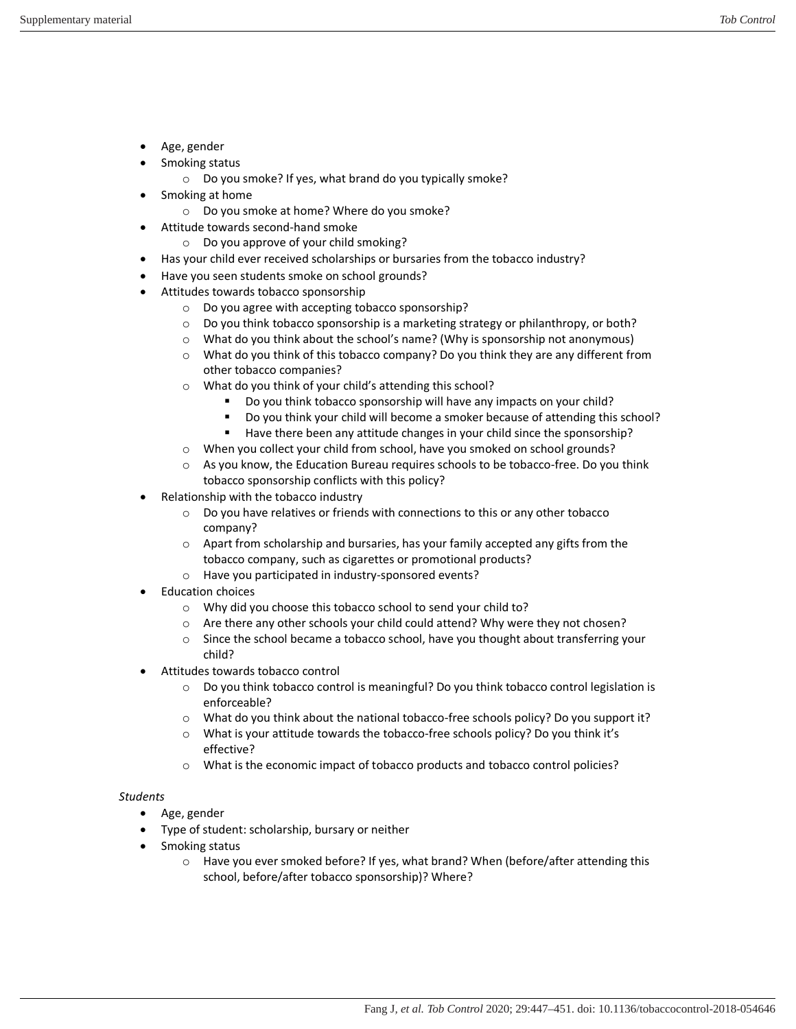- Age, gender
- Smoking status
    - Do you smoke? If yes, what brand do you typically smoke?
- Smoking at home
    - Do you smoke at home? Where do you smoke?
- Attitude towards second-hand smoke
    - Do you approve of your child smoking?
- Has your child ever received scholarships or bursaries from the tobacco industry?
- Have you seen students smoke on school grounds?
- Attitudes towards tobacco sponsorship
    - Do you agree with accepting tobacco sponsorship?
    - Do you think tobacco sponsorship is a marketing strategy or philanthropy, or both?
    - What do you think about the school's name? (Why is sponsorship not anonymous)
    - What do you think of this tobacco company? Do you think they are any different from other tobacco companies?
    - What do you think of your child's attending this school?
        - Do you think tobacco sponsorship will have any impacts on your child?
        - Do you think your child will become a smoker because of attending this school?
        - Have there been any attitude changes in your child since the sponsorship?
    - When you collect your child from school, have you smoked on school grounds?
    - As you know, the Education Bureau requires schools to be tobacco-free. Do you think tobacco sponsorship conflicts with this policy?
- Relationship with the tobacco industry
    - Do you have relatives or friends with connections to this or any other tobacco company?
    - Apart from scholarship and bursaries, has your family accepted any gifts from the tobacco company, such as cigarettes or promotional products?
    - Have you participated in industry-sponsored events?
- Education choices
    - Why did you choose this tobacco school to send your child to?
    - Are there any other schools your child could attend? Why were they not chosen?
    - Since the school became a tobacco school, have you thought about transferring your child?
- Attitudes towards tobacco control
    - Do you think tobacco control is meaningful? Do you think tobacco control legislation is enforceable?
    - What do you think about the national tobacco-free schools policy? Do you support it?
    - What is your attitude towards the tobacco-free schools policy? Do you think it's effective?
    - What is the economic impact of tobacco products and tobacco control policies?

*Students*

- Age, gender
- Type of student: scholarship, bursary or neither
- Smoking status
    - Have you ever smoked before? If yes, what brand? When (before/after attending this school, before/after tobacco sponsorship)? Where?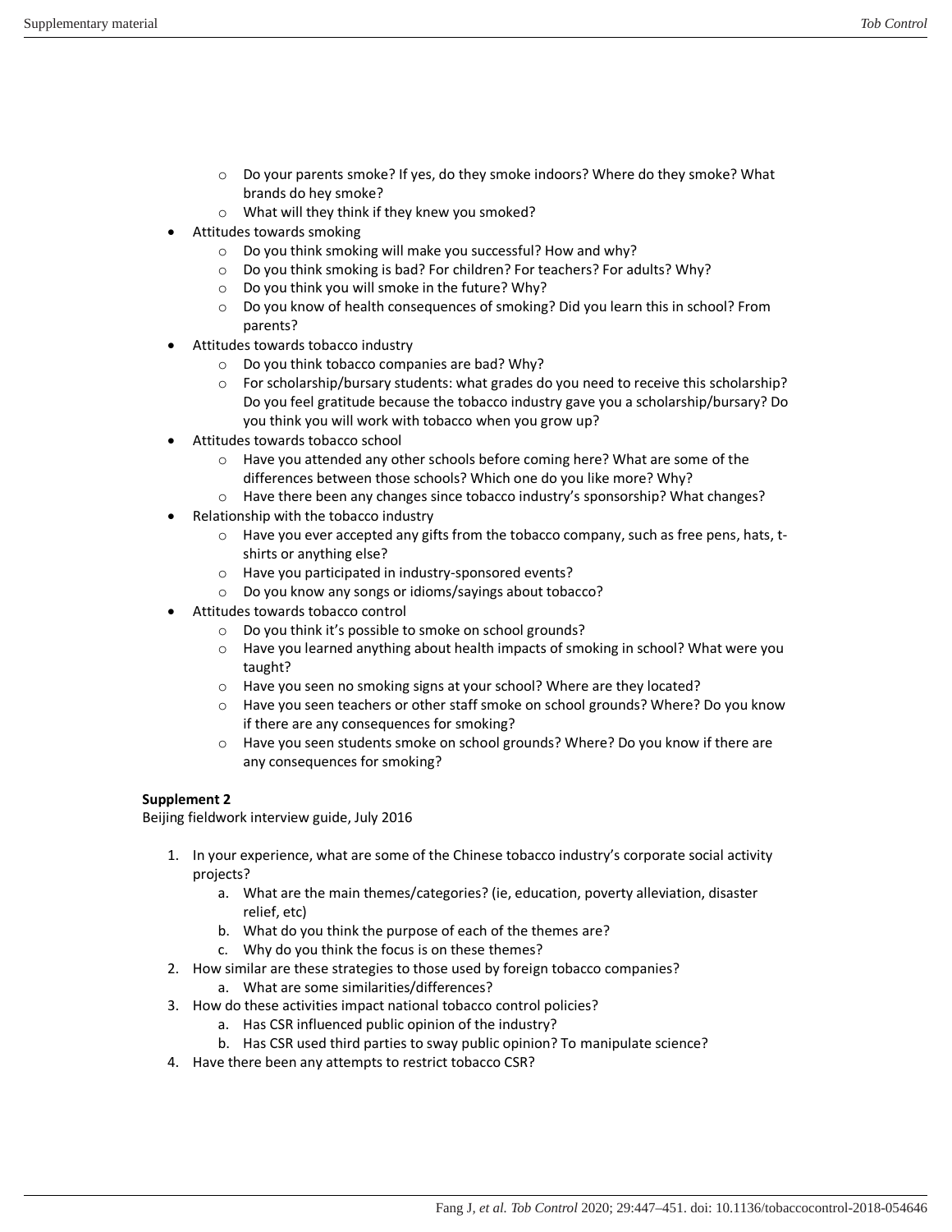- Do your parents smoke? If yes, do they smoke indoors? Where do they smoke? What brands do hey smoke?
  - What will they think if they knew you smoked?
- Attitudes towards smoking
  - Do you think smoking will make you successful? How and why?
  - Do you think smoking is bad? For children? For teachers? For adults? Why?
  - Do you think you will smoke in the future? Why?
  - Do you know of health consequences of smoking? Did you learn this in school? From parents?
- Attitudes towards tobacco industry
  - Do you think tobacco companies are bad? Why?
  - For scholarship/bursary students: what grades do you need to receive this scholarship? Do you feel gratitude because the tobacco industry gave you a scholarship/bursary? Do you think you will work with tobacco when you grow up?
- Attitudes towards tobacco school
  - Have you attended any other schools before coming here? What are some of the differences between those schools? Which one do you like more? Why?
  - Have there been any changes since tobacco industry's sponsorship? What changes?
- Relationship with the tobacco industry
  - Have you ever accepted any gifts from the tobacco company, such as free pens, hats, t-shirts or anything else?
  - Have you participated in industry-sponsored events?
  - Do you know any songs or idioms/sayings about tobacco?
- Attitudes towards tobacco control
  - Do you think it's possible to smoke on school grounds?
  - Have you learned anything about health impacts of smoking in school? What were you taught?
  - Have you seen no smoking signs at your school? Where are they located?
  - Have you seen teachers or other staff smoke on school grounds? Where? Do you know if there are any consequences for smoking?
  - Have you seen students smoke on school grounds? Where? Do you know if there are any consequences for smoking?

**Supplement 2**

Beijing fieldwork interview guide, July 2016

1. In your experience, what are some of the Chinese tobacco industry's corporate social activity projects?
   a. What are the main themes/categories? (ie, education, poverty alleviation, disaster relief, etc)
   b. What do you think the purpose of each of the themes are?
   c. Why do you think the focus is on these themes?
2. How similar are these strategies to those used by foreign tobacco companies?
   a. What are some similarities/differences?
3. How do these activities impact national tobacco control policies?
   a. Has CSR influenced public opinion of the industry?
   b. Has CSR used third parties to sway public opinion? To manipulate science?
4. Have there been any attempts to restrict tobacco CSR?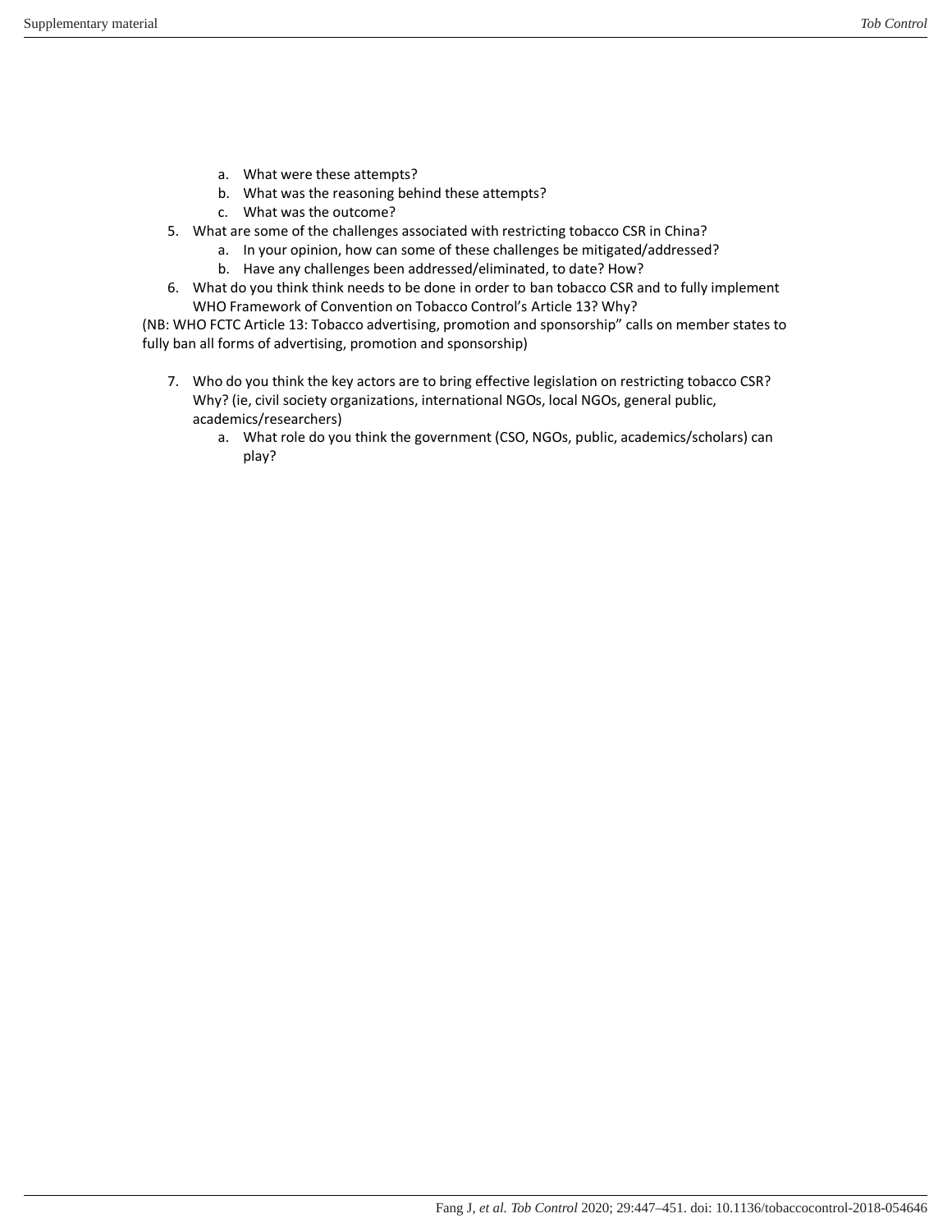a. What were these attempts?
   b. What was the reasoning behind these attempts?
   c. What was the outcome?

5. What are some of the challenges associated with restricting tobacco CSR in China?
   a. In your opinion, how can some of these challenges be mitigated/addressed?
   b. Have any challenges been addressed/eliminated, to date? How?
6. What do you think think needs to be done in order to ban tobacco CSR and to fully implement WHO Framework of Convention on Tobacco Control's Article 13? Why?

(NB: WHO FCTC Article 13: Tobacco advertising, promotion and sponsorship" calls on member states to fully ban all forms of advertising, promotion and sponsorship)

7. Who do you think the key actors are to bring effective legislation on restricting tobacco CSR? Why? (ie, civil society organizations, international NGOs, local NGOs, general public, academics/researchers)
   a. What role do you think the government (CSO, NGOs, public, academics/scholars) can play?